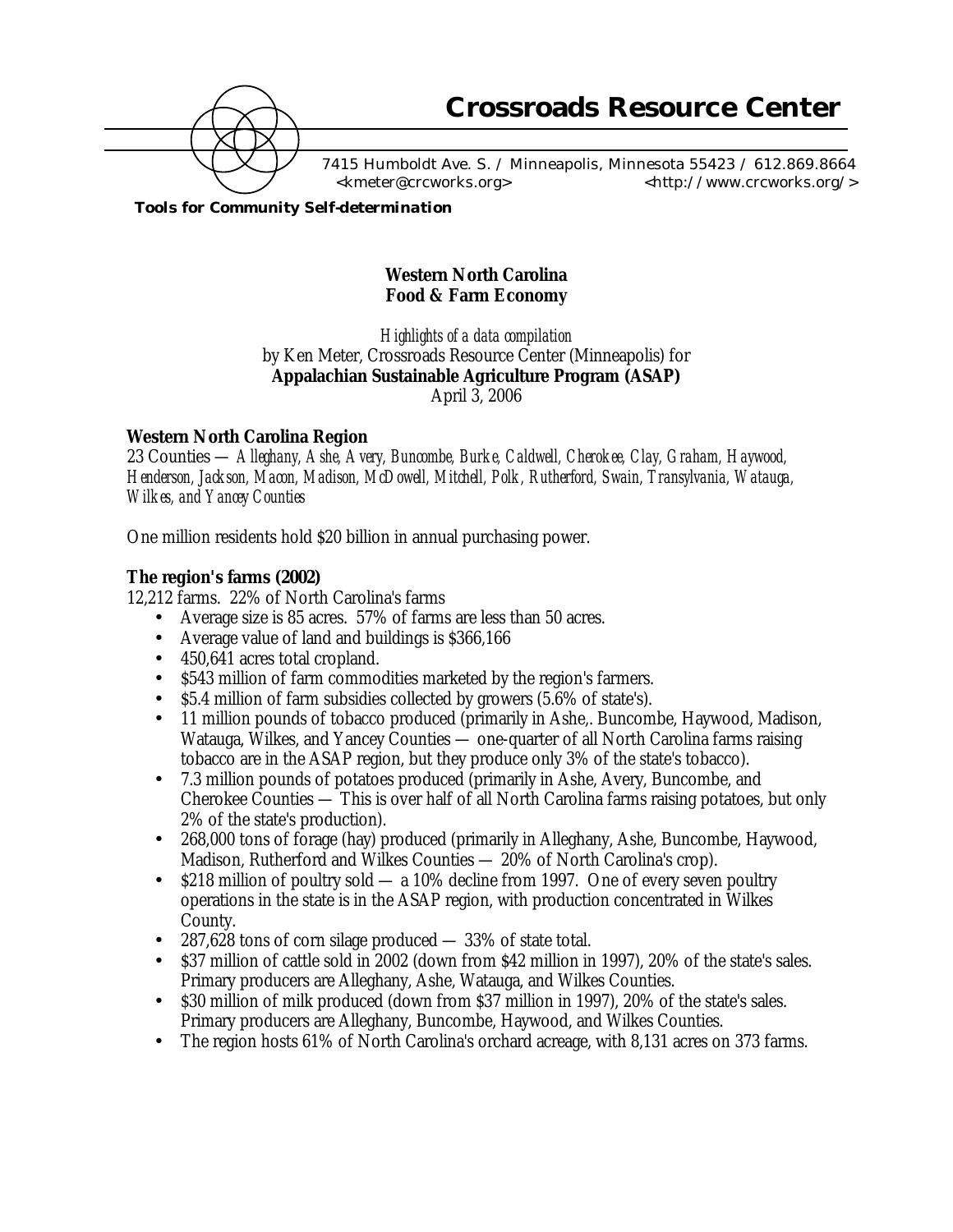# Crossroads Resource Center

7415 Humboldt Ave. S. / Minneapolis, Minnesota 55423 / 612.869.8664
<kmeter@crcworks.org> <http://www.crcworks.org/>

**Tools for Community Self-determination**

**Western North Carolina**
**Food & Farm Economy**

*Highlights of a data compilation*
by Ken Meter, Crossroads Resource Center (Minneapolis) for
**Appalachian Sustainable Agriculture Program (ASAP)**
April 3, 2006

### Western North Carolina Region

23 Counties — *Alleghany, Ashe, Avery, Buncombe, Burke, Caldwell, Cherokee, Clay, Graham, Haywood, Henderson, Jackson, Macon, Madison, McDowell, Mitchell, Polk, Rutherford, Swain, Transylvania, Watauga, Wilkes, and Yancey Counties*

One million residents hold $20 billion in annual purchasing power.

### The region's farms (2002)

12,212 farms. 22% of North Carolina's farms

- Average size is 85 acres. 57% of farms are less than 50 acres.
- Average value of land and buildings is $366,166
- 450,641 acres total cropland.
- $543 million of farm commodities marketed by the region's farmers.
- $5.4 million of farm subsidies collected by growers (5.6% of state's).
- 11 million pounds of tobacco produced (primarily in Ashe,. Buncombe, Haywood, Madison, Watauga, Wilkes, and Yancey Counties — one-quarter of all North Carolina farms raising tobacco are in the ASAP region, but they produce only 3% of the state's tobacco).
- 7.3 million pounds of potatoes produced (primarily in Ashe, Avery, Buncombe, and Cherokee Counties — This is over half of all North Carolina farms raising potatoes, but only 2% of the state's production).
- 268,000 tons of forage (hay) produced (primarily in Alleghany, Ashe, Buncombe, Haywood, Madison, Rutherford and Wilkes Counties — 20% of North Carolina's crop).
- $218 million of poultry sold — a 10% decline from 1997. One of every seven poultry operations in the state is in the ASAP region, with production concentrated in Wilkes County.
- 287,628 tons of corn silage produced — 33% of state total.
- $37 million of cattle sold in 2002 (down from $42 million in 1997), 20% of the state's sales. Primary producers are Alleghany, Ashe, Watauga, and Wilkes Counties.
- $30 million of milk produced (down from $37 million in 1997), 20% of the state's sales. Primary producers are Alleghany, Buncombe, Haywood, and Wilkes Counties.
- The region hosts 61% of North Carolina's orchard acreage, with 8,131 acres on 373 farms.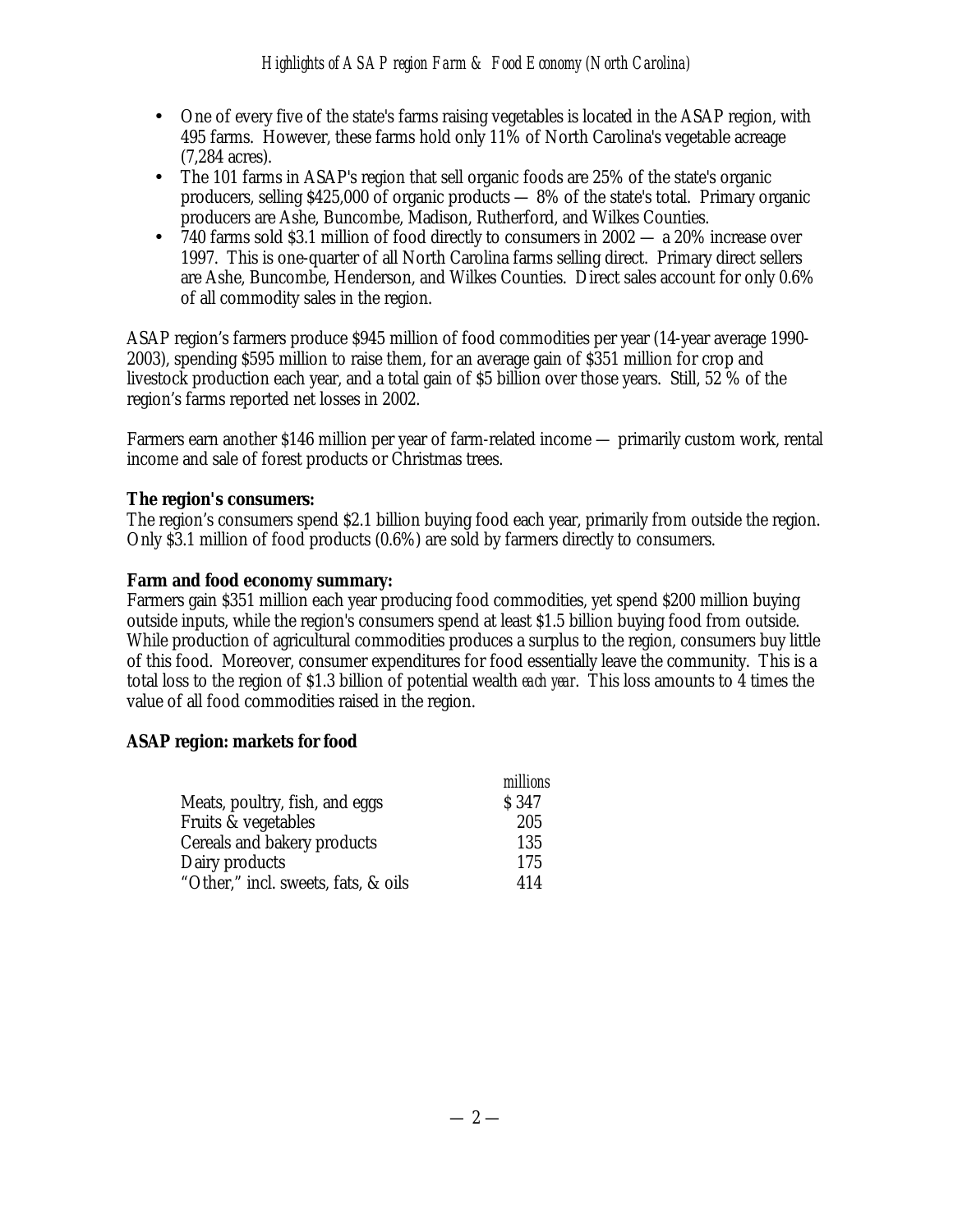- One of every five of the state's farms raising vegetables is located in the ASAP region, with 495 farms. However, these farms hold only 11% of North Carolina's vegetable acreage (7,284 acres).
- The 101 farms in ASAP's region that sell organic foods are 25% of the state's organic producers, selling $425,000 of organic products — 8% of the state's total. Primary organic producers are Ashe, Buncombe, Madison, Rutherford, and Wilkes Counties.
- 740 farms sold $3.1 million of food directly to consumers in 2002 — a 20% increase over 1997. This is one-quarter of all North Carolina farms selling direct. Primary direct sellers are Ashe, Buncombe, Henderson, and Wilkes Counties. Direct sales account for only 0.6% of all commodity sales in the region.

ASAP region's farmers produce $945 million of food commodities per year (14-year average 1990-2003), spending $595 million to raise them, for an average gain of $351 million for crop and livestock production each year, and a total gain of $5 billion over those years. Still, 52 % of the region's farms reported net losses in 2002.

Farmers earn another $146 million per year of farm-related income — primarily custom work, rental income and sale of forest products or Christmas trees.

**The region's consumers:**
The region's consumers spend $2.1 billion buying food each year, primarily from outside the region. Only $3.1 million of food products (0.6%) are sold by farmers directly to consumers.

**Farm and food economy summary:**
Farmers gain $351 million each year producing food commodities, yet spend $200 million buying outside inputs, while the region's consumers spend at least $1.5 billion buying food from outside. While production of agricultural commodities produces a surplus to the region, consumers buy little of this food. Moreover, consumer expenditures for food essentially leave the community. This is a total loss to the region of $1.3 billion of potential wealth *each year*. This loss amounts to 4 times the value of all food commodities raised in the region.

**ASAP region: markets for food**

| | *millions* |
|---|---|
| Meats, poultry, fish, and eggs | $ 347 |
| Fruits & vegetables | 205 |
| Cereals and bakery products | 135 |
| Dairy products | 175 |
| "Other," incl. sweets, fats, & oils | 414 |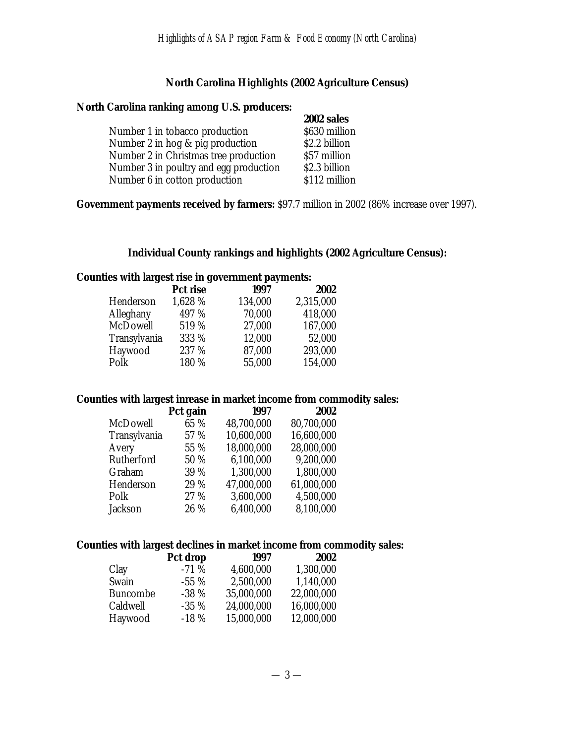## North Carolina Highlights (2002 Agriculture Census)

**North Carolina ranking among U.S. producers:**

| | 2002 sales |
|---|---|
| Number 1 in tobacco production | $630 million |
| Number 2 in hog & pig production | $2.2 billion |
| Number 2 in Christmas tree production | $57 million |
| Number 3 in poultry and egg production | $2.3 billion |
| Number 6 in cotton production | $112 million |

**Government payments received by farmers:** $97.7 million in 2002 (86% increase over 1997).

## Individual County rankings and highlights (2002 Agriculture Census):

**Counties with largest rise in government payments:**

| | Pct rise | 1997 | 2002 |
|---|---|---|---|
| Henderson | 1,628 % | 134,000 | 2,315,000 |
| Alleghany | 497 % | 70,000 | 418,000 |
| McDowell | 519 % | 27,000 | 167,000 |
| Transylvania | 333 % | 12,000 | 52,000 |
| Haywood | 237 % | 87,000 | 293,000 |
| Polk | 180 % | 55,000 | 154,000 |

**Counties with largest inrease in market income from commodity sales:**

| | Pct gain | 1997 | 2002 |
|---|---|---|---|
| McDowell | 65 % | 48,700,000 | 80,700,000 |
| Transylvania | 57 % | 10,600,000 | 16,600,000 |
| Avery | 55 % | 18,000,000 | 28,000,000 |
| Rutherford | 50 % | 6,100,000 | 9,200,000 |
| Graham | 39 % | 1,300,000 | 1,800,000 |
| Henderson | 29 % | 47,000,000 | 61,000,000 |
| Polk | 27 % | 3,600,000 | 4,500,000 |
| Jackson | 26 % | 6,400,000 | 8,100,000 |

**Counties with largest declines in market income from commodity sales:**

| | Pct drop | 1997 | 2002 |
|---|---|---|---|
| Clay | -71 % | 4,600,000 | 1,300,000 |
| Swain | -55 % | 2,500,000 | 1,140,000 |
| Buncombe | -38 % | 35,000,000 | 22,000,000 |
| Caldwell | -35 % | 24,000,000 | 16,000,000 |
| Haywood | -18 % | 15,000,000 | 12,000,000 |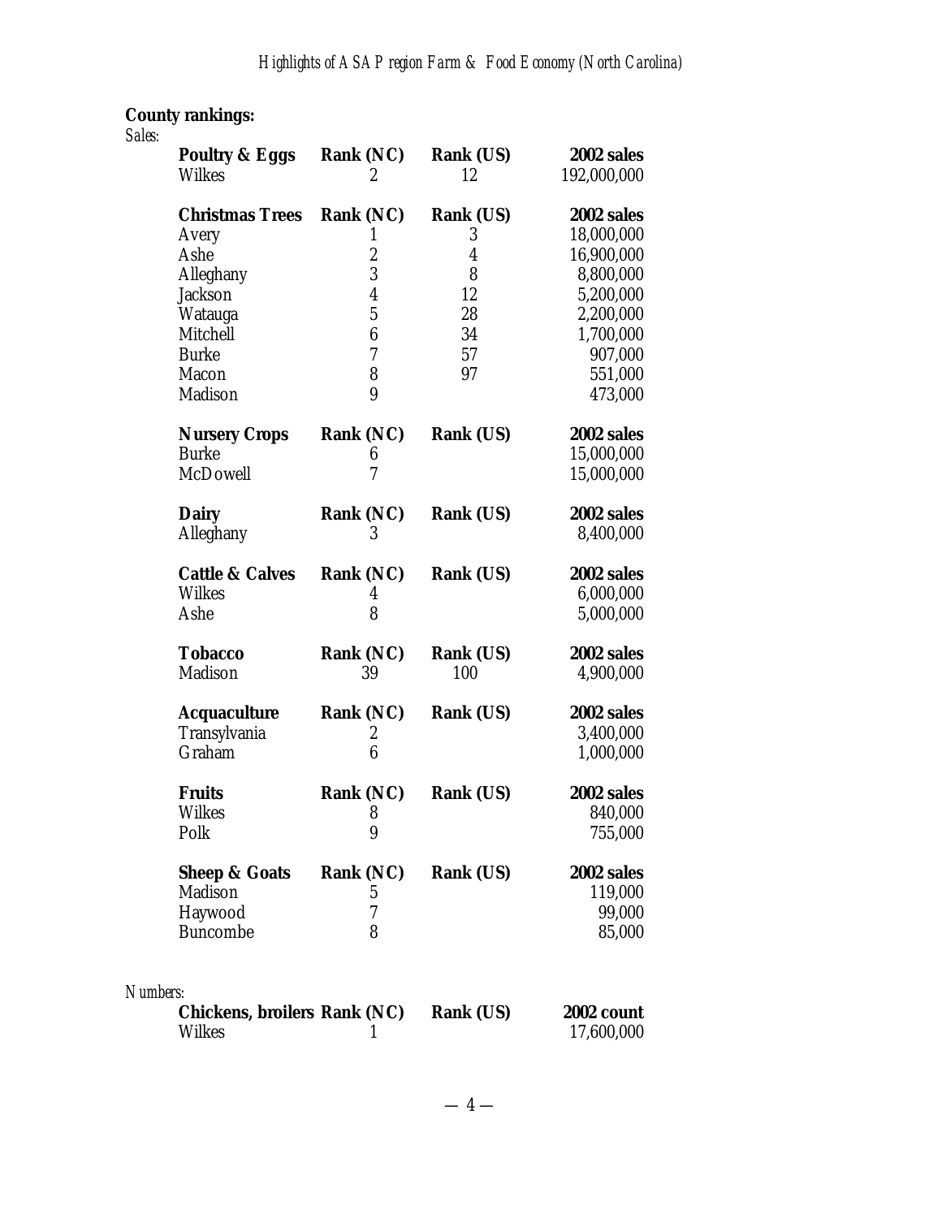**County rankings:**

*Sales:*

| Poultry & Eggs | Rank (NC) | Rank (US) | 2002 sales |
|---|---|---|---|
| Wilkes | 2 | 12 | 192,000,000 |

| Christmas Trees | Rank (NC) | Rank (US) | 2002 sales |
|---|---|---|---|
| Avery | 1 | 3 | 18,000,000 |
| Ashe | 2 | 4 | 16,900,000 |
| Alleghany | 3 | 8 | 8,800,000 |
| Jackson | 4 | 12 | 5,200,000 |
| Watauga | 5 | 28 | 2,200,000 |
| Mitchell | 6 | 34 | 1,700,000 |
| Burke | 7 | 57 | 907,000 |
| Macon | 8 | 97 | 551,000 |
| Madison | 9 | | 473,000 |

| Nursery Crops | Rank (NC) | Rank (US) | 2002 sales |
|---|---|---|---|
| Burke | 6 | | 15,000,000 |
| McDowell | 7 | | 15,000,000 |

| Dairy | Rank (NC) | Rank (US) | 2002 sales |
|---|---|---|---|
| Alleghany | 3 | | 8,400,000 |

| Cattle & Calves | Rank (NC) | Rank (US) | 2002 sales |
|---|---|---|---|
| Wilkes | 4 | | 6,000,000 |
| Ashe | 8 | | 5,000,000 |

| Tobacco | Rank (NC) | Rank (US) | 2002 sales |
|---|---|---|---|
| Madison | 39 | 100 | 4,900,000 |

| Acquaculture | Rank (NC) | Rank (US) | 2002 sales |
|---|---|---|---|
| Transylvania | 2 | | 3,400,000 |
| Graham | 6 | | 1,000,000 |

| Fruits | Rank (NC) | Rank (US) | 2002 sales |
|---|---|---|---|
| Wilkes | 8 | | 840,000 |
| Polk | 9 | | 755,000 |

| Sheep & Goats | Rank (NC) | Rank (US) | 2002 sales |
|---|---|---|---|
| Madison | 5 | | 119,000 |
| Haywood | 7 | | 99,000 |
| Buncombe | 8 | | 85,000 |

*Numbers:*

| Chickens, broilers | Rank (NC) | Rank (US) | 2002 count |
|---|---|---|---|
| Wilkes | 1 | | 17,600,000 |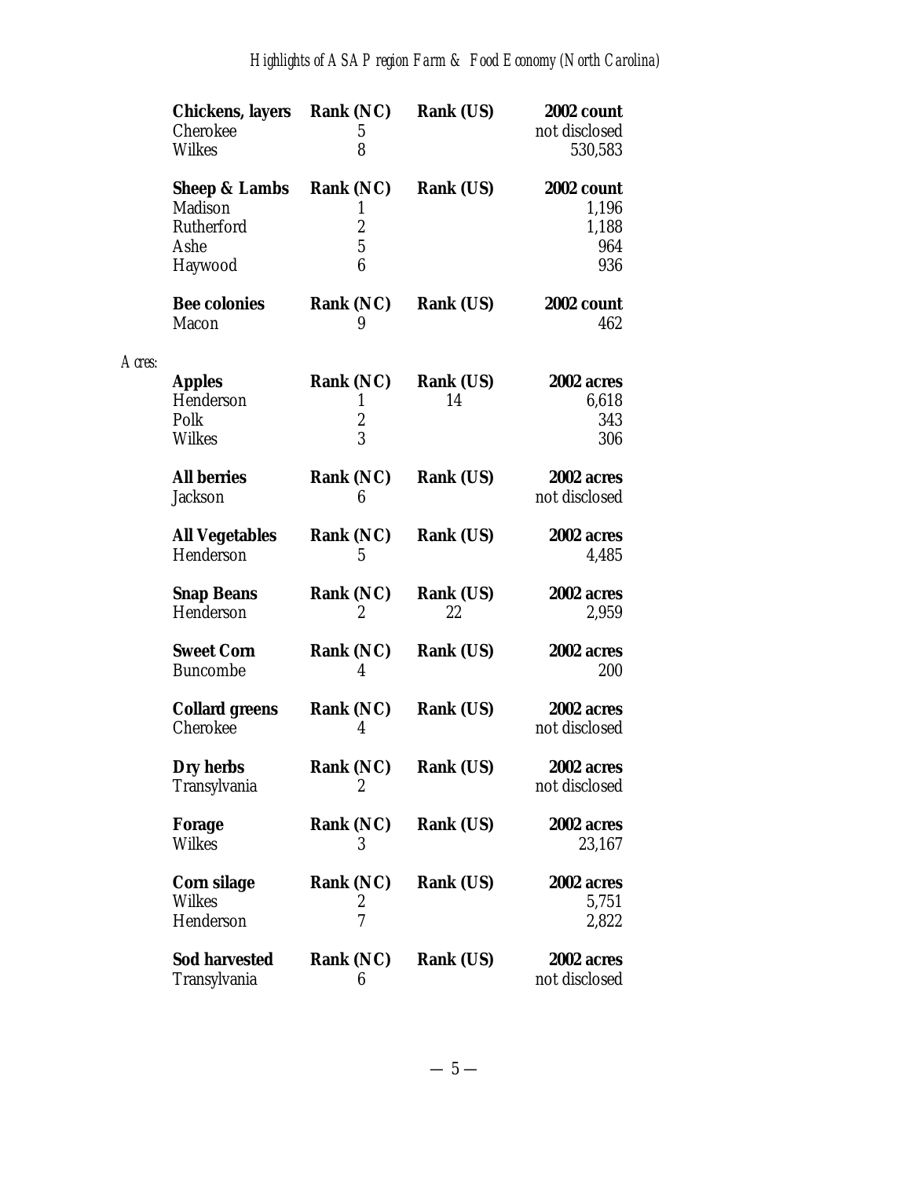| Chickens, layers | Rank (NC) | Rank (US) | 2002 count |
|---|---|---|---|
| Cherokee | 5 | | not disclosed |
| Wilkes | 8 | | 530,583 |

| Sheep & Lambs | Rank (NC) | Rank (US) | 2002 count |
|---|---|---|---|
| Madison | 1 | | 1,196 |
| Rutherford | 2 | | 1,188 |
| Ashe | 5 | | 964 |
| Haywood | 6 | | 936 |

| Bee colonies | Rank (NC) | Rank (US) | 2002 count |
|---|---|---|---|
| Macon | 9 | | 462 |

*Acres:*

| Apples | Rank (NC) | Rank (US) | 2002 acres |
|---|---|---|---|
| Henderson | 1 | 14 | 6,618 |
| Polk | 2 | | 343 |
| Wilkes | 3 | | 306 |

| All berries | Rank (NC) | Rank (US) | 2002 acres |
|---|---|---|---|
| Jackson | 6 | | not disclosed |

| All Vegetables | Rank (NC) | Rank (US) | 2002 acres |
|---|---|---|---|
| Henderson | 5 | | 4,485 |

| Snap Beans | Rank (NC) | Rank (US) | 2002 acres |
|---|---|---|---|
| Henderson | 2 | 22 | 2,959 |

| Sweet Corn | Rank (NC) | Rank (US) | 2002 acres |
|---|---|---|---|
| Buncombe | 4 | | 200 |

| Collard greens | Rank (NC) | Rank (US) | 2002 acres |
|---|---|---|---|
| Cherokee | 4 | | not disclosed |

| Dry herbs | Rank (NC) | Rank (US) | 2002 acres |
|---|---|---|---|
| Transylvania | 2 | | not disclosed |

| Forage | Rank (NC) | Rank (US) | 2002 acres |
|---|---|---|---|
| Wilkes | 3 | | 23,167 |

| Corn silage | Rank (NC) | Rank (US) | 2002 acres |
|---|---|---|---|
| Wilkes | 2 | | 5,751 |
| Henderson | 7 | | 2,822 |

| Sod harvested | Rank (NC) | Rank (US) | 2002 acres |
|---|---|---|---|
| Transylvania | 6 | | not disclosed |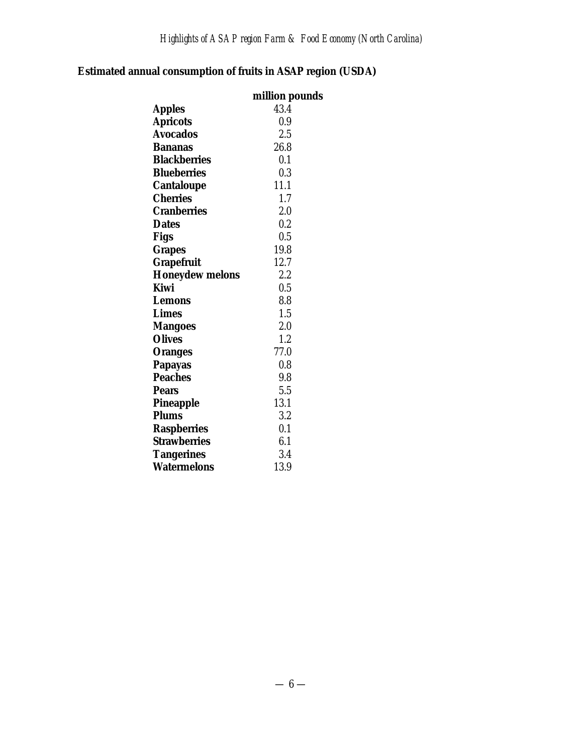**Estimated annual consumption of fruits in ASAP region (USDA)**

| | million pounds |
|---|---|
| **Apples** | 43.4 |
| **Apricots** | 0.9 |
| **Avocados** | 2.5 |
| **Bananas** | 26.8 |
| **Blackberries** | 0.1 |
| **Blueberries** | 0.3 |
| **Cantaloupe** | 11.1 |
| **Cherries** | 1.7 |
| **Cranberries** | 2.0 |
| **Dates** | 0.2 |
| **Figs** | 0.5 |
| **Grapes** | 19.8 |
| **Grapefruit** | 12.7 |
| **Honeydew melons** | 2.2 |
| **Kiwi** | 0.5 |
| **Lemons** | 8.8 |
| **Limes** | 1.5 |
| **Mangoes** | 2.0 |
| **Olives** | 1.2 |
| **Oranges** | 77.0 |
| **Papayas** | 0.8 |
| **Peaches** | 9.8 |
| **Pears** | 5.5 |
| **Pineapple** | 13.1 |
| **Plums** | 3.2 |
| **Raspberries** | 0.1 |
| **Strawberries** | 6.1 |
| **Tangerines** | 3.4 |
| **Watermelons** | 13.9 |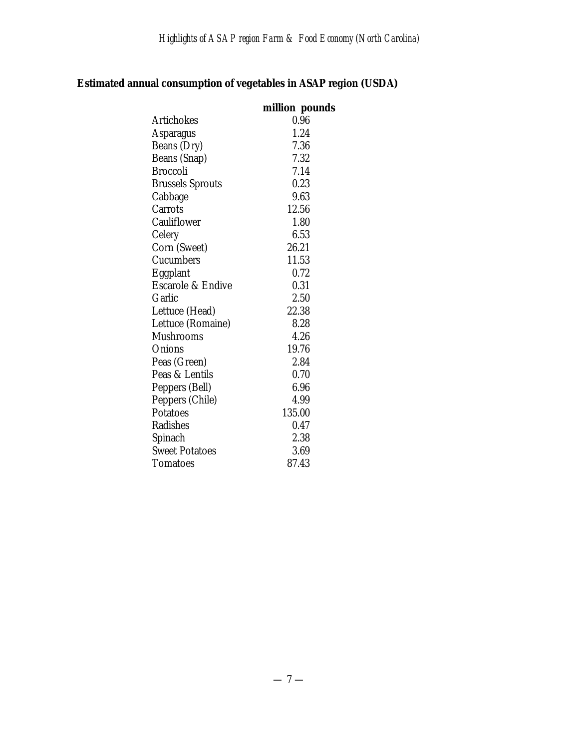**Estimated annual consumption of vegetables in ASAP region (USDA)**

| | million pounds |
|---|---|
| Artichokes | 0.96 |
| Asparagus | 1.24 |
| Beans (Dry) | 7.36 |
| Beans (Snap) | 7.32 |
| Broccoli | 7.14 |
| Brussels Sprouts | 0.23 |
| Cabbage | 9.63 |
| Carrots | 12.56 |
| Cauliflower | 1.80 |
| Celery | 6.53 |
| Corn (Sweet) | 26.21 |
| Cucumbers | 11.53 |
| Eggplant | 0.72 |
| Escarole & Endive | 0.31 |
| Garlic | 2.50 |
| Lettuce (Head) | 22.38 |
| Lettuce (Romaine) | 8.28 |
| Mushrooms | 4.26 |
| Onions | 19.76 |
| Peas (Green) | 2.84 |
| Peas & Lentils | 0.70 |
| Peppers (Bell) | 6.96 |
| Peppers (Chile) | 4.99 |
| Potatoes | 135.00 |
| Radishes | 0.47 |
| Spinach | 2.38 |
| Sweet Potatoes | 3.69 |
| Tomatoes | 87.43 |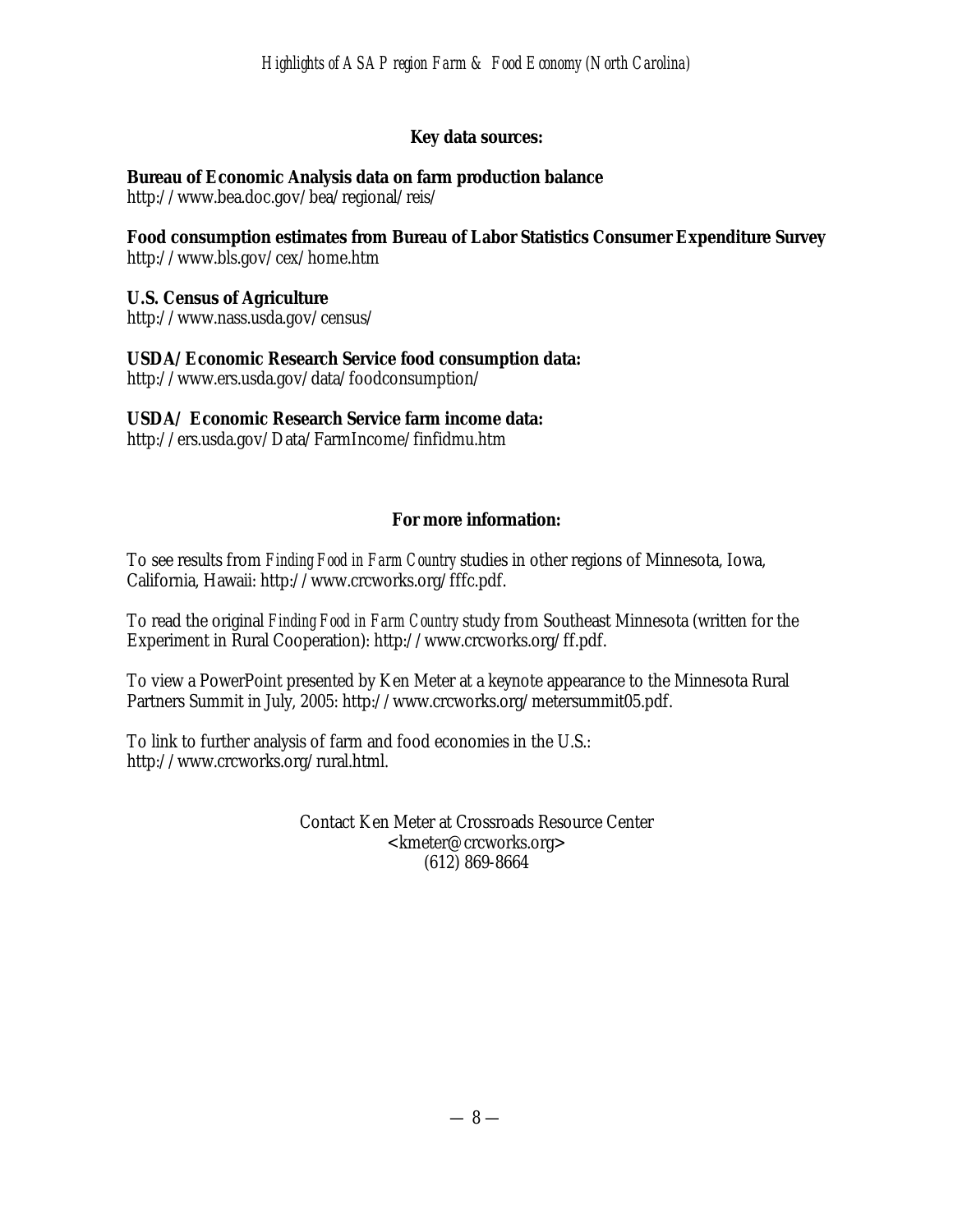## Key data sources:

**Bureau of Economic Analysis data on farm production balance**
http://www.bea.doc.gov/bea/regional/reis/

**Food consumption estimates from Bureau of Labor Statistics Consumer Expenditure Survey**
http://www.bls.gov/cex/home.htm

**U.S. Census of Agriculture**
http://www.nass.usda.gov/census/

**USDA/Economic Research Service food consumption data:**
http://www.ers.usda.gov/data/foodconsumption/

**USDA/ Economic Research Service farm income data:**
http://ers.usda.gov/Data/FarmIncome/finfidmu.htm

## For more information:

To see results from *Finding Food in Farm Country* studies in other regions of Minnesota, Iowa, California, Hawaii: http://www.crcworks.org/fffc.pdf.

To read the original *Finding Food in Farm Country* study from Southeast Minnesota (written for the Experiment in Rural Cooperation): http://www.crcworks.org/ff.pdf.

To view a PowerPoint presented by Ken Meter at a keynote appearance to the Minnesota Rural Partners Summit in July, 2005: http://www.crcworks.org/metersummit05.pdf.

To link to further analysis of farm and food economies in the U.S.: http://www.crcworks.org/rural.html.

Contact Ken Meter at Crossroads Resource Center
<kmeter@crcworks.org>
(612) 869-8664